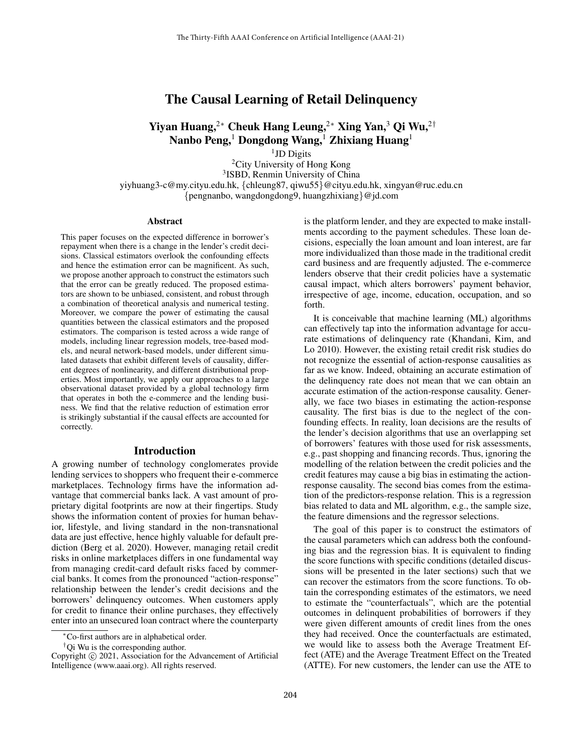# The Causal Learning of Retail Delinquency

**Yiyan Huang,[2*] Cheuk Hang Leung,[2*] Xing Yan,[3] Qi Wu,[2†]**
**Nanbo Peng,[1] Dongdong Wang,[1] Zhixiang Huang[1]**

[1]JD Digits
[2]City University of Hong Kong
[3]ISBD, Renmin University of China
yiyhuang3-c@my.cityu.edu.hk, {chleung87, qiwu55}@cityu.edu.hk, xingyan@ruc.edu.cn
{pengnanbo, wangdongdong9, huangzhixiang}@jd.com

## Abstract

This paper focuses on the expected difference in borrower's repayment when there is a change in the lender's credit decisions. Classical estimators overlook the confounding effects and hence the estimation error can be magnificent. As such, we propose another approach to construct the estimators such that the error can be greatly reduced. The proposed estimators are shown to be unbiased, consistent, and robust through a combination of theoretical analysis and numerical testing. Moreover, we compare the power of estimating the causal quantities between the classical estimators and the proposed estimators. The comparison is tested across a wide range of models, including linear regression models, tree-based models, and neural network-based models, under different simulated datasets that exhibit different levels of causality, different degrees of nonlinearity, and different distributional properties. Most importantly, we apply our approaches to a large observational dataset provided by a global technology firm that operates in both the e-commerce and the lending business. We find that the relative reduction of estimation error is strikingly substantial if the causal effects are accounted for correctly.

## Introduction

A growing number of technology conglomerates provide lending services to shoppers who frequent their e-commerce marketplaces. Technology firms have the information advantage that commercial banks lack. A vast amount of proprietary digital footprints are now at their fingertips. Study shows the information content of proxies for human behavior, lifestyle, and living standard in the non-transnational data are just effective, hence highly valuable for default prediction (Berg et al. 2020). However, managing retail credit risks in online marketplaces differs in one fundamental way from managing credit-card default risks faced by commercial banks. It comes from the pronounced "action-response" relationship between the lender's credit decisions and the borrowers' delinquency outcomes. When customers apply for credit to finance their online purchases, they effectively enter into an unsecured loan contract where the counterparty is the platform lender, and they are expected to make installments according to the payment schedules. These loan decisions, especially the loan amount and loan interest, are far more individualized than those made in the traditional credit card business and are frequently adjusted. The e-commerce lenders observe that their credit policies have a systematic causal impact, which alters borrowers' payment behavior, irrespective of age, income, education, occupation, and so forth.

It is conceivable that machine learning (ML) algorithms can effectively tap into the information advantage for accurate estimations of delinquency rate (Khandani, Kim, and Lo 2010). However, the existing retail credit risk studies do not recognize the essential of action-response causalities as far as we know. Indeed, obtaining an accurate estimation of the delinquency rate does not mean that we can obtain an accurate estimation of the action-response causality. Generally, we face two biases in estimating the action-response causality. The first bias is due to the neglect of the confounding effects. In reality, loan decisions are the results of the lender's decision algorithms that use an overlapping set of borrowers' features with those used for risk assessments, e.g., past shopping and financing records. Thus, ignoring the modelling of the relation between the credit policies and the credit features may cause a big bias in estimating the action-response causality. The second bias comes from the estimation of the predictors-response relation. This is a regression bias related to data and ML algorithm, e.g., the sample size, the feature dimensions and the regressor selections.

The goal of this paper is to construct the estimators of the causal parameters which can address both the confounding bias and the regression bias. It is equivalent to finding the score functions with specific conditions (detailed discussions will be presented in the later sections) such that we can recover the estimators from the score functions. To obtain the corresponding estimates of the estimators, we need to estimate the "counterfactuals", which are the potential outcomes in delinquent probabilities of borrowers if they were given different amounts of credit lines from the ones they had received. Once the counterfactuals are estimated, we would like to assess both the Average Treatment Effect (ATE) and the Average Treatment Effect on the Treated (ATTE). For new customers, the lender can use the ATE to

---

*Co-first authors are in alphabetical order.
†Qi Wu is the corresponding author.
Copyright © 2021, Association for the Advancement of Artificial Intelligence (www.aaai.org). All rights reserved.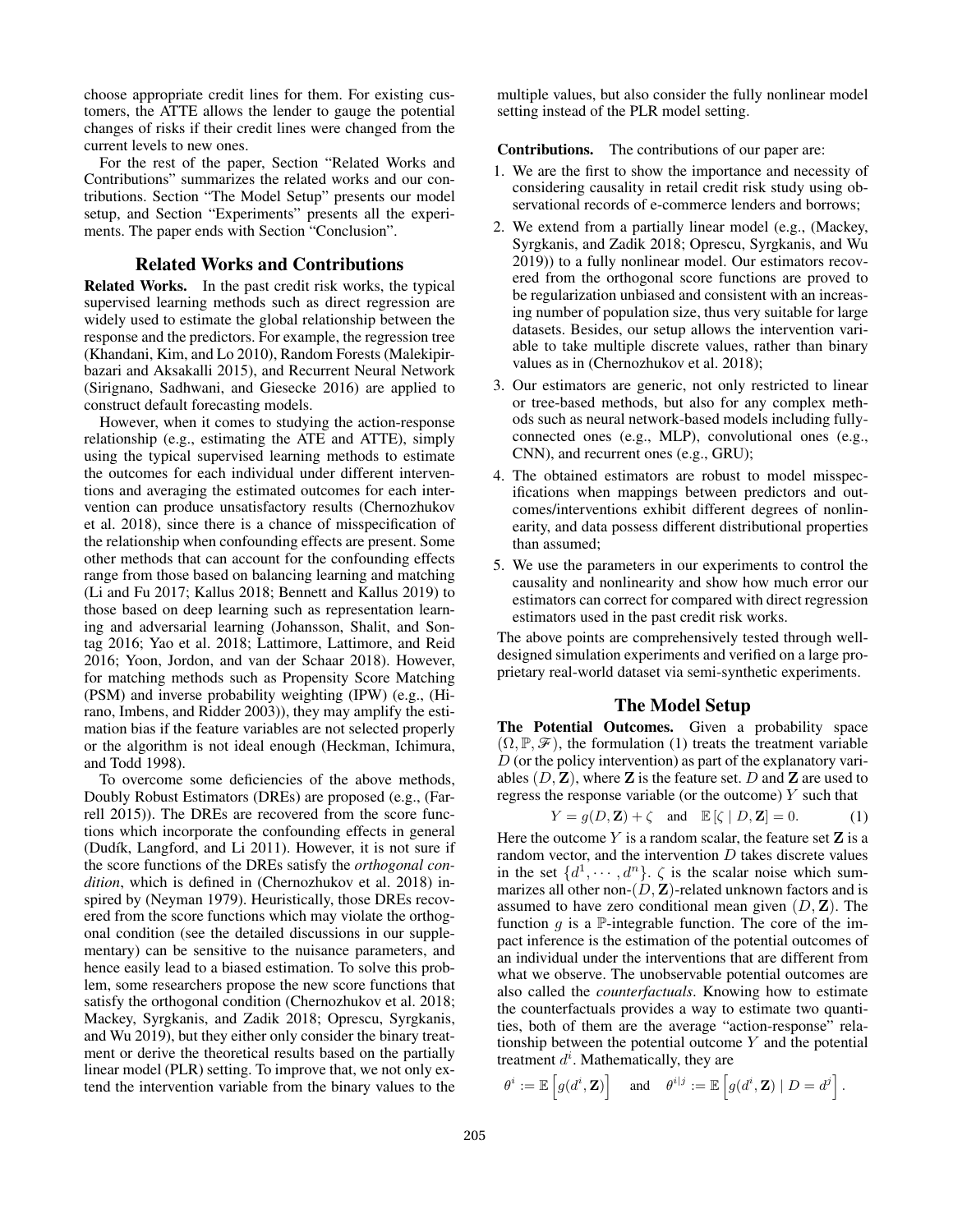choose appropriate credit lines for them. For existing customers, the ATTE allows the lender to gauge the potential changes of risks if their credit lines were changed from the current levels to new ones.

For the rest of the paper, Section "Related Works and Contributions" summarizes the related works and our contributions. Section "The Model Setup" presents our model setup, and Section "Experiments" presents all the experiments. The paper ends with Section "Conclusion".

## Related Works and Contributions

**Related Works.** In the past credit risk works, the typical supervised learning methods such as direct regression are widely used to estimate the global relationship between the response and the predictors. For example, the regression tree (Khandani, Kim, and Lo 2010), Random Forests (Malekipirbazari and Aksakalli 2015), and Recurrent Neural Network (Sirignano, Sadhwani, and Giesecke 2016) are applied to construct default forecasting models.

However, when it comes to studying the action-response relationship (e.g., estimating the ATE and ATTE), simply using the typical supervised learning methods to estimate the outcomes for each individual under different interventions and averaging the estimated outcomes for each intervention can produce unsatisfactory results (Chernozhukov et al. 2018), since there is a chance of misspecification of the relationship when confounding effects are present. Some other methods that can account for the confounding effects range from those based on balancing learning and matching (Li and Fu 2017; Kallus 2018; Bennett and Kallus 2019) to those based on deep learning such as representation learning and adversarial learning (Johansson, Shalit, and Sontag 2016; Yao et al. 2018; Lattimore, Lattimore, and Reid 2016; Yoon, Jordon, and van der Schaar 2018). However, for matching methods such as Propensity Score Matching (PSM) and inverse probability weighting (IPW) (e.g., (Hirano, Imbens, and Ridder 2003)), they may amplify the estimation bias if the feature variables are not selected properly or the algorithm is not ideal enough (Heckman, Ichimura, and Todd 1998).

To overcome some deficiencies of the above methods, Doubly Robust Estimators (DREs) are proposed (e.g., (Farrell 2015)). The DREs are recovered from the score functions which incorporate the confounding effects in general (Dudík, Langford, and Li 2011). However, it is not sure if the score functions of the DREs satisfy the *orthogonal condition*, which is defined in (Chernozhukov et al. 2018) inspired by (Neyman 1979). Heuristically, those DREs recovered from the score functions which may violate the orthogonal condition (see the detailed discussions in our supplementary) can be sensitive to the nuisance parameters, and hence easily lead to a biased estimation. To solve this problem, some researchers propose the new score functions that satisfy the orthogonal condition (Chernozhukov et al. 2018; Mackey, Syrgkanis, and Zadik 2018; Oprescu, Syrgkanis, and Wu 2019), but they either only consider the binary treatment or derive the theoretical results based on the partially linear model (PLR) setting. To improve that, we not only extend the intervention variable from the binary values to the multiple values, but also consider the fully nonlinear model setting instead of the PLR model setting.

**Contributions.** The contributions of our paper are:

1. We are the first to show the importance and necessity of considering causality in retail credit risk study using observational records of e-commerce lenders and borrows;
2. We extend from a partially linear model (e.g., (Mackey, Syrgkanis, and Zadik 2018; Oprescu, Syrgkanis, and Wu 2019)) to a fully nonlinear model. Our estimators recovered from the orthogonal score functions are proved to be regularization unbiased and consistent with an increasing number of population size, thus very suitable for large datasets. Besides, our setup allows the intervention variable to take multiple discrete values, rather than binary values as in (Chernozhukov et al. 2018);
3. Our estimators are generic, not only restricted to linear or tree-based methods, but also for any complex methods such as neural network-based models including fully-connected ones (e.g., MLP), convolutional ones (e.g., CNN), and recurrent ones (e.g., GRU);
4. The obtained estimators are robust to model misspecifications when mappings between predictors and outcomes/interventions exhibit different degrees of nonlinearity, and data possess different distributional properties than assumed;
5. We use the parameters in our experiments to control the causality and nonlinearity and show how much error our estimators can correct for compared with direct regression estimators used in the past credit risk works.

The above points are comprehensively tested through well-designed simulation experiments and verified on a large proprietary real-world dataset via semi-synthetic experiments.

## The Model Setup

**The Potential Outcomes.** Given a probability space $(\Omega, \mathbb{P}, \mathscr{F})$, the formulation (1) treats the treatment variable $D$ (or the policy intervention) as part of the explanatory variables $(D, \mathbf{Z})$, where $\mathbf{Z}$ is the feature set. $D$ and $\mathbf{Z}$ are used to regress the response variable (or the outcome) $Y$ such that

$$Y = g(D, \mathbf{Z}) + \zeta \quad \text{and} \quad \mathbb{E}\left[\zeta \mid D, \mathbf{Z}\right] = 0. \tag{1}$$

Here the outcome $Y$ is a random scalar, the feature set $\mathbf{Z}$ is a random vector, and the intervention $D$ takes discrete values in the set $\{d^1, \cdots, d^n\}$. $\zeta$ is the scalar noise which summarizes all other non-$(D, \mathbf{Z})$-related unknown factors and is assumed to have zero conditional mean given $(D, \mathbf{Z})$. The function $g$ is a $\mathbb{P}$-integrable function. The core of the impact inference is the estimation of the potential outcomes of an individual under the interventions that are different from what we observe. The unobservable potential outcomes are also called the *counterfactuals*. Knowing how to estimate the counterfactuals provides a way to estimate two quantities, both of them are the average "action-response" relationship between the potential outcome $Y$ and the potential treatment $d^i$. Mathematically, they are

$$\theta^i := \mathbb{E}\left[g(d^i, \mathbf{Z})\right] \quad \text{and} \quad \theta^{i|j} := \mathbb{E}\left[g(d^i, \mathbf{Z}) \mid D = d^j\right].$$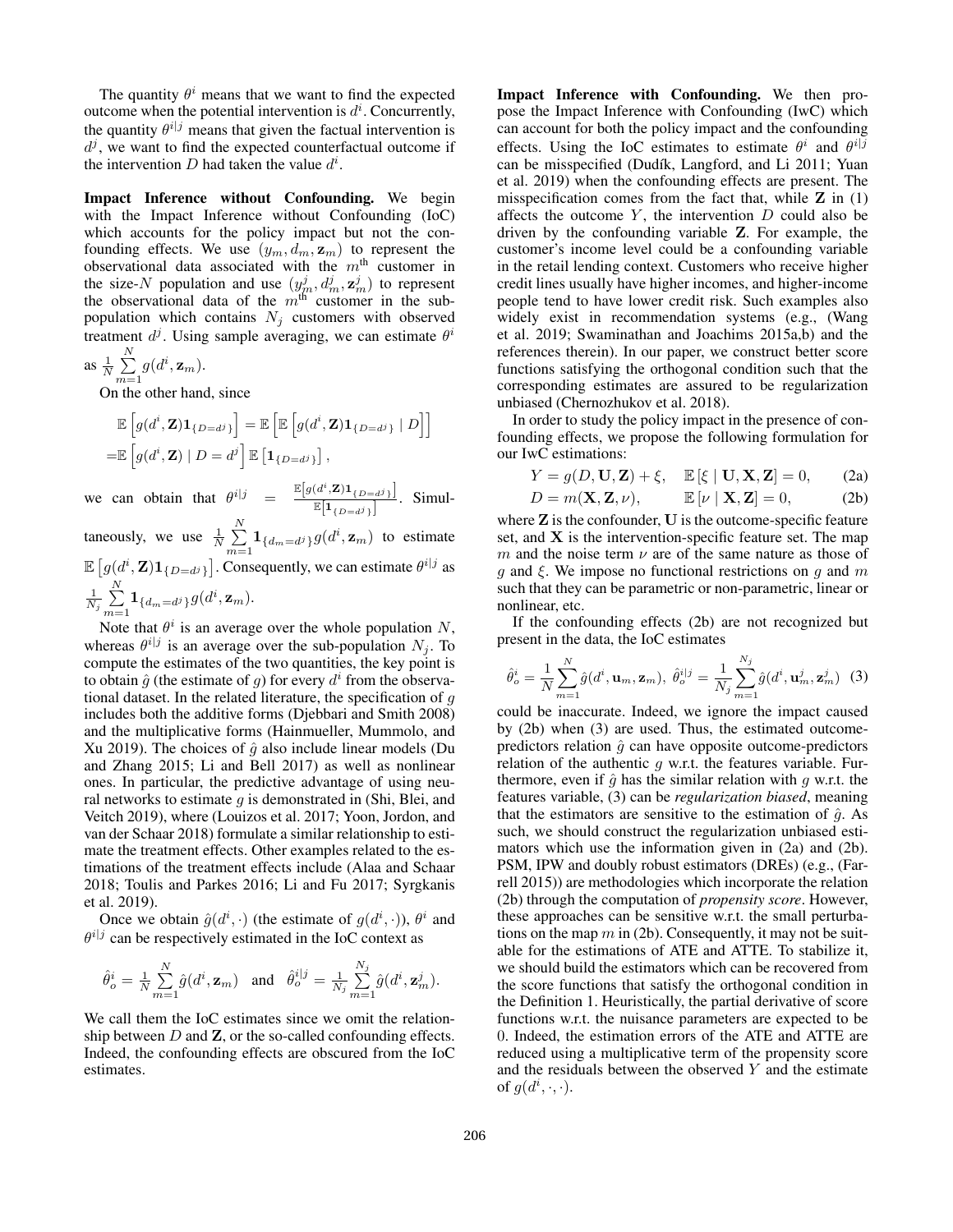The quantity $\theta^i$ means that we want to find the expected outcome when the potential intervention is $d^i$. Concurrently, the quantity $\theta^{i|j}$ means that given the factual intervention is $d^j$, we want to find the expected counterfactual outcome if the intervention $D$ had taken the value $d^i$.

**Impact Inference without Confounding.** We begin with the Impact Inference without Confounding (IoC) which accounts for the policy impact but not the confounding effects. We use $(y_m, d_m, \mathbf{z}_m)$ to represent the observational data associated with the $m^{\text{th}}$ customer in the size-$N$ population and use $(y_m^j, d_m^j, \mathbf{z}_m^j)$ to represent the observational data of the $m^{\text{th}}$ customer in the sub-population which contains $N_j$ customers with observed treatment $d^j$. Using sample averaging, we can estimate $\theta^i$ as $\frac{1}{N}\sum_{m=1}^{N} g(d^i, \mathbf{z}_m)$.

On the other hand, since

$$
\begin{aligned}
&\mathbb{E}\left[g(d^i, \mathbf{Z})\mathbf{1}_{\{D=d^j\}}\right] = \mathbb{E}\left[\mathbb{E}\left[g(d^i, \mathbf{Z})\mathbf{1}_{\{D=d^j\}} \mid D\right]\right] \\
=&\mathbb{E}\left[g(d^i, \mathbf{Z}) \mid D = d^j\right]\mathbb{E}\left[\mathbf{1}_{\{D=d^j\}}\right],
\end{aligned}
$$

we can obtain that $\theta^{i|j} = \frac{\mathbb{E}\left[g(d^i,\mathbf{Z})\mathbf{1}_{\{D=d^j\}}\right]}{\mathbb{E}\left[\mathbf{1}_{\{D=d^j\}}\right]}$. Simultaneously, we use $\frac{1}{N}\sum_{m=1}^{N}\mathbf{1}_{\{d_m=d^j\}}g(d^i, \mathbf{z}_m)$ to estimate $\mathbb{E}\left[g(d^i, \mathbf{Z})\mathbf{1}_{\{D=d^j\}}\right]$. Consequently, we can estimate $\theta^{i|j}$ as $\frac{1}{N_j}\sum_{m=1}^{N}\mathbf{1}_{\{d_m=d^j\}}g(d^i, \mathbf{z}_m)$.

Note that $\theta^i$ is an average over the whole population $N$, whereas $\theta^{i|j}$ is an average over the sub-population $N_j$. To compute the estimates of the two quantities, the key point is to obtain $\hat{g}$ (the estimate of $g$) for every $d^i$ from the observational dataset. In the related literature, the specification of $g$ includes both the additive forms (Djebbari and Smith 2008) and the multiplicative forms (Hainmueller, Mummolo, and Xu 2019). The choices of $\hat{g}$ also include linear models (Du and Zhang 2015; Li and Bell 2017) as well as nonlinear ones. In particular, the predictive advantage of using neural networks to estimate $g$ is demonstrated in (Shi, Blei, and Veitch 2019), where (Louizos et al. 2017; Yoon, Jordon, and van der Schaar 2018) formulate a similar relationship to estimate the treatment effects. Other examples related to the estimations of the treatment effects include (Alaa and Schaar 2018; Toulis and Parkes 2016; Li and Fu 2017; Syrgkanis et al. 2019).

Once we obtain $\hat{g}(d^i, \cdot)$ (the estimate of $g(d^i, \cdot)$), $\theta^i$ and $\theta^{i|j}$ can be respectively estimated in the IoC context as

$$
\hat{\theta}_o^i = \frac{1}{N}\sum_{m=1}^{N}\hat{g}(d^i, \mathbf{z}_m) \quad \text{and} \quad \hat{\theta}_o^{i|j} = \frac{1}{N_j}\sum_{m=1}^{N_j}\hat{g}(d^i, \mathbf{z}_m^j).
$$

We call them the IoC estimates since we omit the relationship between $D$ and $\mathbf{Z}$, or the so-called confounding effects. Indeed, the confounding effects are obscured from the IoC estimates.

**Impact Inference with Confounding.** We then propose the Impact Inference with Confounding (IwC) which can account for both the policy impact and the confounding effects. Using the IoC estimates to estimate $\theta^i$ and $\theta^{i|j}$ can be misspecified (Dudík, Langford, and Li 2011; Yuan et al. 2019) when the confounding effects are present. The misspecification comes from the fact that, while $\mathbf{Z}$ in (1) affects the outcome $Y$, the intervention $D$ could also be driven by the confounding variable $\mathbf{Z}$. For example, the customer's income level could be a confounding variable in the retail lending context. Customers who receive higher credit lines usually have higher incomes, and higher-income people tend to have lower credit risk. Such examples also widely exist in recommendation systems (e.g., (Wang et al. 2019; Swaminathan and Joachims 2015a,b) and the references therein). In our paper, we construct better score functions satisfying the orthogonal condition such that the corresponding estimates are assured to be regularization unbiased (Chernozhukov et al. 2018).

In order to study the policy impact in the presence of confounding effects, we propose the following formulation for our IwC estimations:

$$
Y = g(D, \mathbf{U}, \mathbf{Z}) + \xi, \quad \mathbb{E}\left[\xi \mid \mathbf{U}, \mathbf{X}, \mathbf{Z}\right] = 0, \tag{2a}
$$

$$
D = m(\mathbf{X}, \mathbf{Z}, \nu), \qquad \mathbb{E}\left[\nu \mid \mathbf{X}, \mathbf{Z}\right] = 0, \tag{2b}
$$

where $\mathbf{Z}$ is the confounder, $\mathbf{U}$ is the outcome-specific feature set, and $\mathbf{X}$ is the intervention-specific feature set. The map $m$ and the noise term $\nu$ are of the same nature as those of $g$ and $\xi$. We impose no functional restrictions on $g$ and $m$ such that they can be parametric or non-parametric, linear or nonlinear, etc.

If the confounding effects (2b) are not recognized but present in the data, the IoC estimates

$$
\hat{\theta}_o^i = \frac{1}{N}\sum_{m=1}^{N}\hat{g}(d^i, \mathbf{u}_m, \mathbf{z}_m), \ \hat{\theta}_o^{i|j} = \frac{1}{N_j}\sum_{m=1}^{N_j}\hat{g}(d^i, \mathbf{u}_m^j, \mathbf{z}_m^j) \tag{3}
$$

could be inaccurate. Indeed, we ignore the impact caused by (2b) when (3) are used. Thus, the estimated outcome-predictors relation $\hat{g}$ can have opposite outcome-predictors relation of the authentic $g$ w.r.t. the features variable. Furthermore, even if $\hat{g}$ has the similar relation with $g$ w.r.t. the features variable, (3) can be *regularization biased*, meaning that the estimators are sensitive to the estimation of $\hat{g}$. As such, we should construct the regularization unbiased estimators which use the information given in (2a) and (2b). PSM, IPW and doubly robust estimators (DREs) (e.g., (Farrell 2015)) are methodologies which incorporate the relation (2b) through the computation of *propensity score*. However, these approaches can be sensitive w.r.t. the small perturbations on the map $m$ in (2b). Consequently, it may not be suitable for the estimations of ATE and ATTE. To stabilize it, we should build the estimators which can be recovered from the score functions that satisfy the orthogonal condition in the Definition 1. Heuristically, the partial derivative of score functions w.r.t. the nuisance parameters are expected to be 0. Indeed, the estimation errors of the ATE and ATTE are reduced using a multiplicative term of the propensity score and the residuals between the observed $Y$ and the estimate of $g(d^i, \cdot, \cdot)$.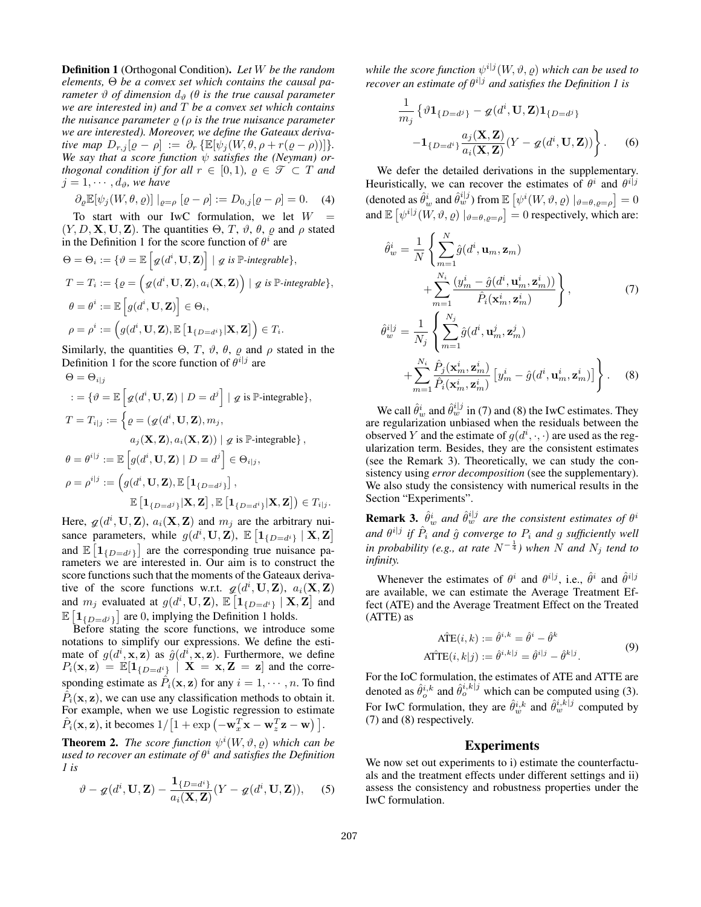**Definition 1** (Orthogonal Condition)**.** *Let $W$ be the random elements, $\Theta$ be a convex set which contains the causal parameter $\vartheta$ of dimension $d_\vartheta$ ($\theta$ is the true causal parameter we are interested in) and $T$ be a convex set which contains the nuisance parameter $\varrho$ ($\rho$ is the true nuisance parameter we are interested). Moreover, we define the Gateaux derivative map $D_{r,j}[\varrho - \rho] := \partial_r \{\mathbb{E}[\psi_j(W, \theta, \rho + r(\varrho - \rho))]\}$. We say that a score function $\psi$ satisfies the (Neyman) orthogonal condition if for all $r \in [0, 1)$, $\varrho \in \mathscr{T} \subset T$ and $j = 1, \cdots, d_\vartheta$, we have*

$$\partial_\varrho \mathbb{E}[\psi_j(W, \theta, \varrho)] \mid_{\varrho=\rho} [\varrho - \rho] := D_{0,j}[\varrho - \rho] = 0. \quad (4)$$

To start with our IwC formulation, we let $W = (Y, D, \mathbf{X}, \mathbf{U}, \mathbf{Z})$. The quantities $\Theta$, $T$, $\vartheta$, $\theta$, $\varrho$ and $\rho$ stated in the Definition 1 for the score function of $\theta^i$ are

$$\Theta = \Theta_i := \{\vartheta = \mathbb{E}\left[\mathscr{g}(d^i, \mathbf{U}, \mathbf{Z})\right] \mid \mathscr{g} \textit{ is } \mathbb{P}\textit{-integrable}\},$$

$$T = T_i := \{\varrho = \left(\mathscr{g}(d^i, \mathbf{U}, \mathbf{Z}), a_i(\mathbf{X}, \mathbf{Z})\right) \mid \mathscr{g} \textit{ is } \mathbb{P}\textit{-integrable}\},$$

$$\theta = \theta^i := \mathbb{E}\left[g(d^i, \mathbf{U}, \mathbf{Z})\right] \in \Theta_i,$$

$$\rho = \rho^i := \left(g(d^i, \mathbf{U}, \mathbf{Z}), \mathbb{E}\left[\mathbf{1}_{\{D=d^i\}} | \mathbf{X}, \mathbf{Z}\right]\right) \in T_i.$$

Similarly, the quantities $\Theta$, $T$, $\vartheta$, $\theta$, $\varrho$ and $\rho$ stated in the Definition 1 for the score function of $\theta^{i|j}$ are

$$\Theta = \Theta_{i|j}$$
$$:= \{\vartheta = \mathbb{E}\left[\mathscr{g}(d^i, \mathbf{U}, \mathbf{Z}) \mid D = d^j\right] \mid \mathscr{g} \text{ is } \mathbb{P}\text{-integrable}\},$$

$$T = T_{i|j} := \Big\{\varrho = (\mathscr{g}(d^i, \mathbf{U}, \mathbf{Z}), m_j,$$
$$a_j(\mathbf{X}, \mathbf{Z}), a_i(\mathbf{X}, \mathbf{Z})) \mid \mathscr{g} \text{ is } \mathbb{P}\text{-integrable}\Big\},$$

$$\theta = \theta^{i|j} := \mathbb{E}\left[g(d^i, \mathbf{U}, \mathbf{Z}) \mid D = d^j\right] \in \Theta_{i|j},$$

$$\rho = \rho^{i|j} := \Big(g(d^i, \mathbf{U}, \mathbf{Z}), \mathbb{E}\left[\mathbf{1}_{\{D=d^j\}}\right],$$
$$\mathbb{E}\left[\mathbf{1}_{\{D=d^j\}} | \mathbf{X}, \mathbf{Z}\right], \mathbb{E}\left[\mathbf{1}_{\{D=d^i\}} | \mathbf{X}, \mathbf{Z}\right]\Big) \in T_{i|j}.$$

Here, $\mathscr{g}(d^i, \mathbf{U}, \mathbf{Z})$, $a_i(\mathbf{X}, \mathbf{Z})$ and $m_j$ are the arbitrary nuisance parameters, while $g(d^i, \mathbf{U}, \mathbf{Z})$, $\mathbb{E}\left[\mathbf{1}_{\{D=d^i\}} \mid \mathbf{X}, \mathbf{Z}\right]$ and $\mathbb{E}\left[\mathbf{1}_{\{D=d^j\}}\right]$ are the corresponding true nuisance parameters we are interested in. Our aim is to construct the score functions such that the moments of the Gateaux derivative of the score functions w.r.t. $\mathscr{g}(d^i, \mathbf{U}, \mathbf{Z})$, $a_i(\mathbf{X}, \mathbf{Z})$ and $m_j$ evaluated at $g(d^i, \mathbf{U}, \mathbf{Z})$, $\mathbb{E}\left[\mathbf{1}_{\{D=d^i\}} \mid \mathbf{X}, \mathbf{Z}\right]$ and $\mathbb{E}\left[\mathbf{1}_{\{D=d^j\}}\right]$ are 0, implying the Definition 1 holds.

Before stating the score functions, we introduce some notations to simplify our expressions. We define the estimate of $g(d^i, \mathbf{x}, \mathbf{z})$ as $\hat{g}(d^i, \mathbf{x}, \mathbf{z})$. Furthermore, we define $P_i(\mathbf{x}, \mathbf{z}) = \mathbb{E}[\mathbf{1}_{\{D=d^i\}} \mid \mathbf{X} = \mathbf{x}, \mathbf{Z} = \mathbf{z}]$ and the corresponding estimate as $\hat{P}_i(\mathbf{x}, \mathbf{z})$ for any $i = 1, \cdots, n$. To find $\hat{P}_i(\mathbf{x}, \mathbf{z})$, we can use any classification methods to obtain it. For example, when we use Logistic regression to estimate $\hat{P}_i(\mathbf{x}, \mathbf{z})$, it becomes $1/\left[1 + \exp\left(-\mathbf{w}_x^T \mathbf{x} - \mathbf{w}_z^T \mathbf{z} - \mathbf{w}\right)\right]$.

**Theorem 2.** *The score function $\psi^i(W, \vartheta, \varrho)$ which can be used to recover an estimate of $\theta^i$ and satisfies the Definition 1 is*

$$\vartheta - \mathscr{g}(d^i, \mathbf{U}, \mathbf{Z}) - \frac{\mathbf{1}_{\{D=d^i\}}}{a_i(\mathbf{X}, \mathbf{Z})}(Y - \mathscr{g}(d^i, \mathbf{U}, \mathbf{Z})), \quad (5)$$

*while the score function $\psi^{i|j}(W, \vartheta, \varrho)$ which can be used to recover an estimate of $\theta^{i|j}$ and satisfies the Definition 1 is*

$$\frac{1}{m_j}\Big\{\vartheta \mathbf{1}_{\{D=d^j\}} - \mathscr{g}(d^i, \mathbf{U}, \mathbf{Z})\mathbf{1}_{\{D=d^j\}}$$
$$-\mathbf{1}_{\{D=d^i\}}\frac{a_j(\mathbf{X}, \mathbf{Z})}{a_i(\mathbf{X}, \mathbf{Z})}(Y - \mathscr{g}(d^i, \mathbf{U}, \mathbf{Z}))\Big\}. \quad (6)$$

We defer the detailed derivations in the supplementary. Heuristically, we can recover the estimates of $\theta^i$ and $\theta^{i|j}$ (denoted as $\hat{\theta}^i_w$ and $\hat{\theta}^{i|j}_w$) from $\mathbb{E}\left[\psi^i(W, \vartheta, \varrho) \mid_{\vartheta=\theta, \varrho=\rho}\right] = 0$ and $\mathbb{E}\left[\psi^{i|j}(W, \vartheta, \varrho) \mid_{\vartheta=\theta, \varrho=\rho}\right] = 0$ respectively, which are:

$$\hat{\theta}^i_w = \frac{1}{N}\left\{\sum_{m=1}^{N}\hat{g}(d^i, \mathbf{u}_m, \mathbf{z}_m) + \sum_{m=1}^{N_i}\frac{(y^i_m - \hat{g}(d^i, \mathbf{u}^i_m, \mathbf{z}^i_m))}{\hat{P}_i(\mathbf{x}^i_m, \mathbf{z}^i_m)}\right\}, \quad (7)$$

$$\hat{\theta}^{i|j}_w = \frac{1}{N_j}\left\{\sum_{m=1}^{N_j}\hat{g}(d^i, \mathbf{u}^j_m, \mathbf{z}^j_m) + \sum_{m=1}^{N_i}\frac{\hat{P}_j(\mathbf{x}^i_m, \mathbf{z}^i_m)}{\hat{P}_i(\mathbf{x}^i_m, \mathbf{z}^i_m)}\left[y^i_m - \hat{g}(d^i, \mathbf{u}^i_m, \mathbf{z}^i_m)\right]\right\}. \quad (8)$$

We call $\hat{\theta}^i_w$ and $\hat{\theta}^{i|j}_w$ in (7) and (8) the IwC estimates. They are regularization unbiased when the residuals between the observed $Y$ and the estimate of $g(d^i, \cdot, \cdot)$ are used as the regularization term. Besides, they are the consistent estimates (see the Remark 3). Theoretically, we can study the consistency using *error decomposition* (see the supplementary). We also study the consistency with numerical results in the Section "Experiments".

**Remark 3.** *$\hat{\theta}^i_w$ and $\hat{\theta}^{i|j}_w$ are the consistent estimates of $\theta^i$ and $\theta^{i|j}$ if $\hat{P}_i$ and $\hat{g}$ converge to $P_i$ and $g$ sufficiently well in probability (e.g., at rate $N^{-\frac{1}{4}}$) when $N$ and $N_j$ tend to infinity.*

Whenever the estimates of $\theta^i$ and $\theta^{i|j}$, i.e., $\hat{\theta}^i$ and $\hat{\theta}^{i|j}$ are available, we can estimate the Average Treatment Effect (ATE) and the Average Treatment Effect on the Treated (ATTE) as

$$\hat{\text{ATE}}(i, k) := \hat{\theta}^{i,k} = \hat{\theta}^i - \hat{\theta}^k$$
$$\hat{\text{ATTE}}(i, k|j) := \hat{\theta}^{i,k|j} = \hat{\theta}^{i|j} - \hat{\theta}^{k|j}. \quad (9)$$

For the IoC formulation, the estimates of ATE and ATTE are denoted as $\hat{\theta}^{i,k}_o$ and $\hat{\theta}^{i,k|j}_o$ which can be computed using (3). For IwC formulation, they are $\hat{\theta}^{i,k}_w$ and $\hat{\theta}^{i,k|j}_w$ computed by (7) and (8) respectively.

## Experiments

We now set out experiments to i) estimate the counterfactuals and the treatment effects under different settings and ii) assess the consistency and robustness properties under the IwC formulation.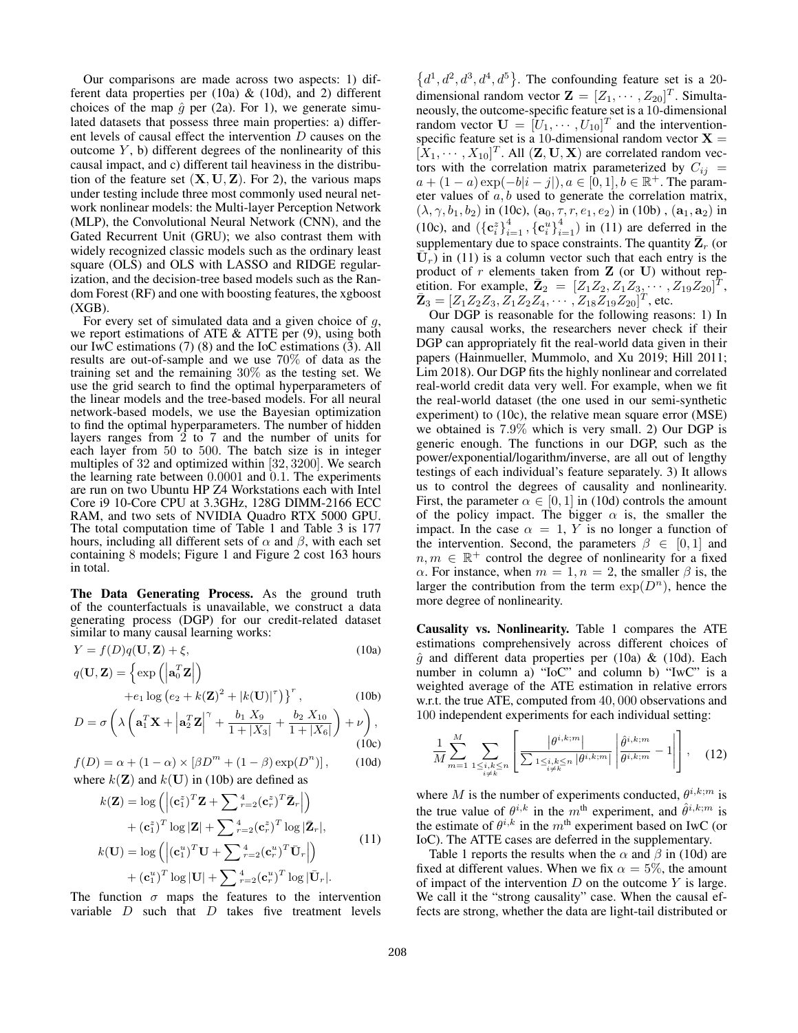Our comparisons are made across two aspects: 1) different data properties per (10a) & (10d), and 2) different choices of the map $\hat{g}$ per (2a). For 1), we generate simulated datasets that possess three main properties: a) different levels of causal effect the intervention $D$ causes on the outcome $Y$, b) different degrees of the nonlinearity of this causal impact, and c) different tail heaviness in the distribution of the feature set $(\mathbf{X}, \mathbf{U}, \mathbf{Z})$. For 2), the various maps under testing include three most commonly used neural network nonlinear models: the Multi-layer Perception Network (MLP), the Convolutional Neural Network (CNN), and the Gated Recurrent Unit (GRU); we also contrast them with widely recognized classic models such as the ordinary least square (OLS) and OLS with LASSO and RIDGE regularization, and the decision-tree based models such as the Random Forest (RF) and one with boosting features, the xgboost (XGB).

For every set of simulated data and a given choice of $g$, we report estimations of ATE & ATTE per (9), using both our IwC estimations (7) (8) and the IoC estimations (3). All results are out-of-sample and we use $70\%$ of data as the training set and the remaining $30\%$ as the testing set. We use the grid search to find the optimal hyperparameters of the linear models and the tree-based models. For all neural network-based models, we use the Bayesian optimization to find the optimal hyperparameters. The number of hidden layers ranges from 2 to 7 and the number of units for each layer from 50 to 500. The batch size is in integer multiples of 32 and optimized within $[32, 3200]$. We search the learning rate between $0.0001$ and $0.1$. The experiments are run on two Ubuntu HP Z4 Workstations each with Intel Core i9 10-Core CPU at 3.3GHz, 128G DIMM-2166 ECC RAM, and two sets of NVIDIA Quadro RTX 5000 GPU. The total computation time of Table 1 and Table 3 is 177 hours, including all different sets of $\alpha$ and $\beta$, with each set containing 8 models; Figure 1 and Figure 2 cost 163 hours in total.

**The Data Generating Process.** As the ground truth of the counterfactuals is unavailable, we construct a data generating process (DGP) for our credit-related dataset similar to many causal learning works:

$$Y = f(D)q(\mathbf{U}, \mathbf{Z}) + \xi, \tag{10a}$$

$$q(\mathbf{U}, \mathbf{Z}) = \Big\{\exp\Big(\left|\mathbf{a}_0^T\mathbf{Z}\right|\Big) + e_1 \log\left(e_2 + k(\mathbf{Z})^2 + |k(\mathbf{U})|^{\tau}\right)\Big\}^r, \tag{10b}$$

$$D = \sigma\left(\lambda\left(\mathbf{a}_1^T\mathbf{X} + \left|\mathbf{a}_2^T\mathbf{Z}\right|^{\gamma} + \frac{b_1\ X_9}{1+|X_3|} + \frac{b_2\ X_{10}}{1+|X_6|}\right) + \nu\right), \tag{10c}$$

$$f(D) = \alpha + (1-\alpha) \times \left[\beta D^m + (1-\beta)\exp(D^n)\right], \tag{10d}$$

where $k(\mathbf{Z})$ and $k(\mathbf{U})$ in (10b) are defined as

$$\begin{aligned} k(\mathbf{Z}) &= \log\Big(\left|(\mathbf{c}_1^z)^T\mathbf{Z} + \textstyle\sum_{r=2}^{4}(\mathbf{c}_r^z)^T\bar{\mathbf{Z}}_r\right|\Big) \\ &\quad + (\mathbf{c}_1^z)^T\log|\mathbf{Z}| + \textstyle\sum_{r=2}^{4}(\mathbf{c}_r^z)^T\log|\bar{\mathbf{Z}}_r|, \\ k(\mathbf{U}) &= \log\Big(\left|(\mathbf{c}_1^u)^T\mathbf{U} + \textstyle\sum_{r=2}^{4}(\mathbf{c}_r^u)^T\bar{\mathbf{U}}_r\right|\Big) \\ &\quad + (\mathbf{c}_1^u)^T\log|\mathbf{U}| + \textstyle\sum_{r=2}^{4}(\mathbf{c}_r^u)^T\log|\bar{\mathbf{U}}_r|. \end{aligned} \tag{11}$$

The function $\sigma$ maps the features to the intervention variable $D$ such that $D$ takes five treatment levels $\{d^1, d^2, d^3, d^4, d^5\}$. The confounding feature set is a 20-dimensional random vector $\mathbf{Z} = [Z_1, \cdots, Z_{20}]^T$. Simultaneously, the outcome-specific feature set is a 10-dimensional random vector $\mathbf{U} = [U_1, \cdots, U_{10}]^T$ and the intervention-specific feature set is a 10-dimensional random vector $\mathbf{X} = [X_1, \cdots, X_{10}]^T$. All $(\mathbf{Z}, \mathbf{U}, \mathbf{X})$ are correlated random vectors with the correlation matrix parameterized by $C_{ij} = a + (1-a)\exp(-b|i-j|), a \in [0,1], b \in \mathbb{R}^+$. The parameter values of $a, b$ used to generate the correlation matrix, $(\lambda, \gamma, b_1, b_2)$ in (10c), $(\mathbf{a}_0, \tau, r, e_1, e_2)$ in (10b), $(\mathbf{a}_1, \mathbf{a}_2)$ in (10c), and $(\{\mathbf{c}_i^z\}_{i=1}^4, \{\mathbf{c}_i^u\}_{i=1}^4)$ in (11) are deferred in the supplementary due to space constraints. The quantity $\bar{\mathbf{Z}}_r$ (or $\bar{\mathbf{U}}_r$) in (11) is a column vector such that each entry is the product of $r$ elements taken from $\mathbf{Z}$ (or $\mathbf{U}$) without repetition. For example, $\bar{\mathbf{Z}}_2 = [Z_1Z_2, Z_1Z_3, \cdots, Z_{19}Z_{20}]^T$, $\bar{\mathbf{Z}}_3 = [Z_1Z_2Z_3, Z_1Z_2Z_4, \cdots, Z_{18}Z_{19}Z_{20}]^T$, etc.

Our DGP is reasonable for the following reasons: 1) In many causal works, the researchers never check if their DGP can appropriately fit the real-world data given in their papers (Hainmueller, Mummolo, and Xu 2019; Hill 2011; Lim 2018). Our DGP fits the highly nonlinear and correlated real-world credit data very well. For example, when we fit the real-world dataset (the one used in our semi-synthetic experiment) to (10c), the relative mean square error (MSE) we obtained is $7.9\%$ which is very small. 2) Our DGP is generic enough. The functions in our DGP, such as the power/exponential/logarithm/inverse, are all out of lengthy testings of each individual's feature separately. 3) It allows us to control the degrees of causality and nonlinearity. First, the parameter $\alpha \in [0,1]$ in (10d) controls the amount of the policy impact. The bigger $\alpha$ is, the smaller the impact. In the case $\alpha = 1$, $Y$ is no longer a function of the intervention. Second, the parameters $\beta \in [0,1]$ and $n, m \in \mathbb{R}^+$ control the degree of nonlinearity for a fixed $\alpha$. For instance, when $m = 1, n = 2$, the smaller $\beta$ is, the larger the contribution from the term $\exp(D^n)$, hence the more degree of nonlinearity.

**Causality vs. Nonlinearity.** Table 1 compares the ATE estimations comprehensively across different choices of $\hat{g}$ and different data properties per (10a) & (10d). Each number in column a) "IoC" and column b) "IwC" is a weighted average of the ATE estimation in relative errors w.r.t. the true ATE, computed from $40,000$ observations and 100 independent experiments for each individual setting:

$$\frac{1}{M}\sum_{m=1}^{M}\sum_{\substack{1\le i,k\le n\\ i\ne k}}\left[\frac{\left|\theta^{i,k;m}\right|}{\sum_{\substack{1\le i,k\le n\\ i\ne k}}\left|\theta^{i,k;m}\right|}\left|\frac{\hat{\theta}^{i,k;m}}{\theta^{i,k;m}} - 1\right|\right], \tag{12}$$

where $M$ is the number of experiments conducted, $\theta^{i,k;m}$ is the true value of $\theta^{i,k}$ in the $m^{\text{th}}$ experiment, and $\hat{\theta}^{i,k;m}$ is the estimate of $\theta^{i,k}$ in the $m^{\text{th}}$ experiment based on IwC (or IoC). The ATTE cases are deferred in the supplementary.

Table 1 reports the results when the $\alpha$ and $\beta$ in (10d) are fixed at different values. When we fix $\alpha = 5\%$, the amount of impact of the intervention $D$ on the outcome $Y$ is large. We call it the "strong causality" case. When the causal effects are strong, whether the data are light-tail distributed or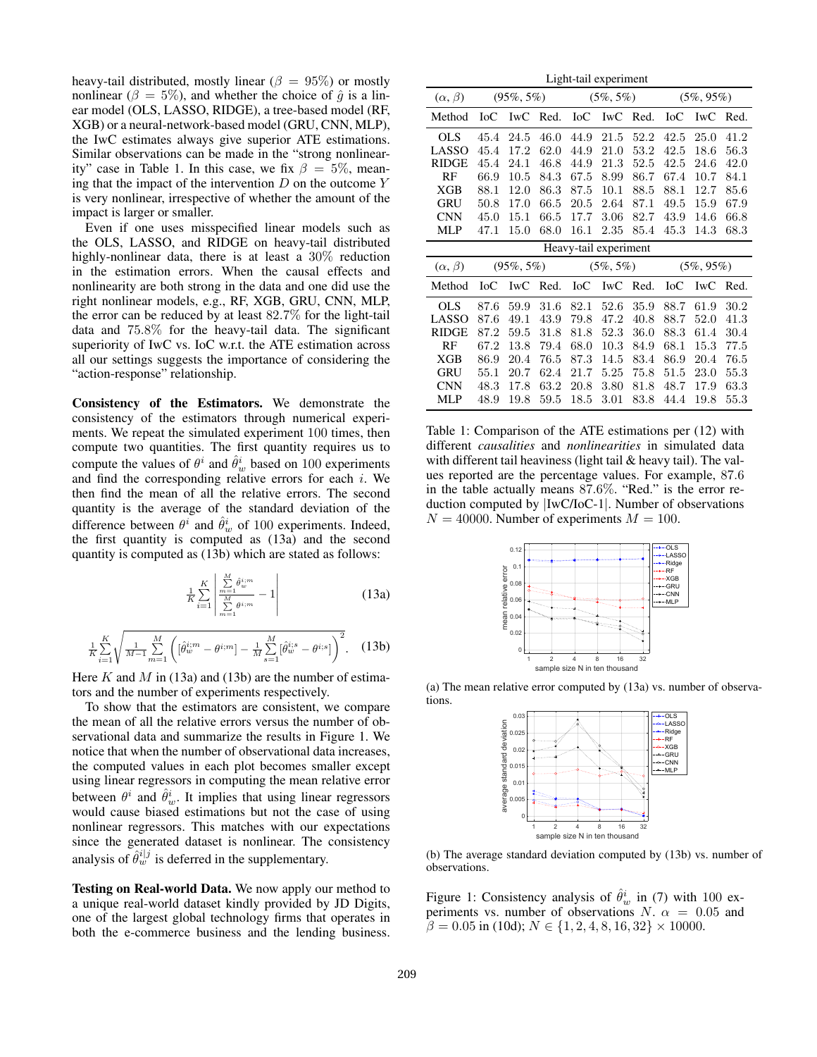heavy-tail distributed, mostly linear ($\beta = 95\%$) or mostly nonlinear ($\beta = 5\%$), and whether the choice of $\hat{g}$ is a linear model (OLS, LASSO, RIDGE), a tree-based model (RF, XGB) or a neural-network-based model (GRU, CNN, MLP), the IwC estimates always give superior ATE estimations. Similar observations can be made in the "strong nonlinearity" case in Table 1. In this case, we fix $\beta = 5\%$, meaning that the impact of the intervention $D$ on the outcome $Y$ is very nonlinear, irrespective of whether the amount of the impact is larger or smaller.

Even if one uses misspecified linear models such as the OLS, LASSO, and RIDGE on heavy-tail distributed highly-nonlinear data, there is at least a $30\%$ reduction in the estimation errors. When the causal effects and nonlinearity are both strong in the data and one did use the right nonlinear models, e.g., RF, XGB, GRU, CNN, MLP, the error can be reduced by at least $82.7\%$ for the light-tail data and $75.8\%$ for the heavy-tail data. The significant superiority of IwC vs. IoC w.r.t. the ATE estimation across all our settings suggests the importance of considering the "action-response" relationship.

**Consistency of the Estimators.** We demonstrate the consistency of the estimators through numerical experiments. We repeat the simulated experiment 100 times, then compute two quantities. The first quantity requires us to compute the values of $\theta^i$ and $\hat{\theta}^i_w$ based on 100 experiments and find the corresponding relative errors for each $i$. We then find the mean of all the relative errors. The second quantity is the average of the standard deviation of the difference between $\theta^i$ and $\hat{\theta}^i_w$ of 100 experiments. Indeed, the first quantity is computed as (13a) and the second quantity is computed as (13b) which are stated as follows:

$$\frac{1}{K}\sum_{i=1}^{K}\left|\frac{\sum_{m=1}^{M}\hat{\theta}_w^{i;m}}{\sum_{m=1}^{M}\theta^{i;m}}-1\right| \tag{13a}$$

$$\frac{1}{K}\sum_{i=1}^{K}\sqrt{\frac{1}{M-1}\sum_{m=1}^{M}\left([\hat{\theta}_w^{i;m}-\theta^{i;m}]-\frac{1}{M}\sum_{s=1}^{M}[\hat{\theta}_w^{i;s}-\theta^{i;s}]\right)^2}. \tag{13b}$$

Here $K$ and $M$ in (13a) and (13b) are the number of estimators and the number of experiments respectively.

To show that the estimators are consistent, we compare the mean of all the relative errors versus the number of observational data and summarize the results in Figure 1. We notice that when the number of observational data increases, the computed values in each plot becomes smaller except using linear regressors in computing the mean relative error between $\theta^i$ and $\hat{\theta}^i_w$. It implies that using linear regressors would cause biased estimations but not the case of using nonlinear regressors. This matches with our expectations since the generated dataset is nonlinear. The consistency analysis of $\hat{\theta}^{i|j}_w$ is deferred in the supplementary.

**Testing on Real-world Data.** We now apply our method to a unique real-world dataset kindly provided by JD Digits, one of the largest global technology firms that operates in both the e-commerce business and the lending business.

Light-tail experiment

| ($\alpha$, $\beta$) | (95%, 5%) | | | (5%, 5%) | | | (5%, 95%) | | |
|---|---|---|---|---|---|---|---|---|---|
| Method | IoC | IwC | Red. | IoC | IwC | Red. | IoC | IwC | Red. |
| OLS | 45.4 | 24.5 | 46.0 | 44.9 | 21.5 | 52.2 | 42.5 | 25.0 | 41.2 |
| LASSO | 45.4 | 17.2 | 62.0 | 44.9 | 21.0 | 53.2 | 42.5 | 18.6 | 56.3 |
| RIDGE | 45.4 | 24.1 | 46.8 | 44.9 | 21.3 | 52.5 | 42.5 | 24.6 | 42.0 |
| RF | 66.9 | 10.5 | 84.3 | 67.5 | 8.99 | 86.7 | 67.4 | 10.7 | 84.1 |
| XGB | 88.1 | 12.0 | 86.3 | 87.5 | 10.1 | 88.5 | 88.1 | 12.7 | 85.6 |
| GRU | 50.8 | 17.0 | 66.5 | 20.5 | 2.64 | 87.1 | 49.5 | 15.9 | 67.9 |
| CNN | 45.0 | 15.1 | 66.5 | 17.7 | 3.06 | 82.7 | 43.9 | 14.6 | 66.8 |
| MLP | 47.1 | 15.0 | 68.0 | 16.1 | 2.35 | 85.4 | 45.3 | 14.3 | 68.3 |

Heavy-tail experiment

| ($\alpha$, $\beta$) | (95%, 5%) | | | (5%, 5%) | | | (5%, 95%) | | |
|---|---|---|---|---|---|---|---|---|---|
| Method | IoC | IwC | Red. | IoC | IwC | Red. | IoC | IwC | Red. |
| OLS | 87.6 | 59.9 | 31.6 | 82.1 | 52.6 | 35.9 | 88.7 | 61.9 | 30.2 |
| LASSO | 87.6 | 49.1 | 43.9 | 79.8 | 47.2 | 40.8 | 88.7 | 52.0 | 41.3 |
| RIDGE | 87.2 | 59.5 | 31.8 | 81.8 | 52.3 | 36.0 | 88.3 | 61.4 | 30.4 |
| RF | 67.2 | 13.8 | 79.4 | 68.0 | 10.3 | 84.9 | 68.1 | 15.3 | 77.5 |
| XGB | 86.9 | 20.4 | 76.5 | 87.3 | 14.5 | 83.4 | 86.9 | 20.4 | 76.5 |
| GRU | 55.1 | 20.7 | 62.4 | 21.7 | 5.25 | 75.8 | 51.5 | 23.0 | 55.3 |
| CNN | 48.3 | 17.8 | 63.2 | 20.8 | 3.80 | 81.8 | 48.7 | 17.9 | 63.3 |
| MLP | 48.9 | 19.8 | 59.5 | 18.5 | 3.01 | 83.8 | 44.4 | 19.8 | 55.3 |

Table 1: Comparison of the ATE estimations per (12) with different *causalities* and *nonlinearities* in simulated data with different tail heaviness (light tail & heavy tail). The values reported are the percentage values. For example, 87.6 in the table actually means $87.6\%$. "Red." is the error reduction computed by |IwC/IoC-1|. Number of observations $N = 40000$. Number of experiments $M = 100$.

(a) The mean relative error computed by (13a) vs. number of observations.

(b) The average standard deviation computed by (13b) vs. number of observations.

Figure 1: Consistency analysis of $\hat{\theta}^i_w$ in (7) with 100 experiments vs. number of observations $N$. $\alpha = 0.05$ and $\beta = 0.05$ in (10d); $N \in \{1, 2, 4, 8, 16, 32\} \times 10000$.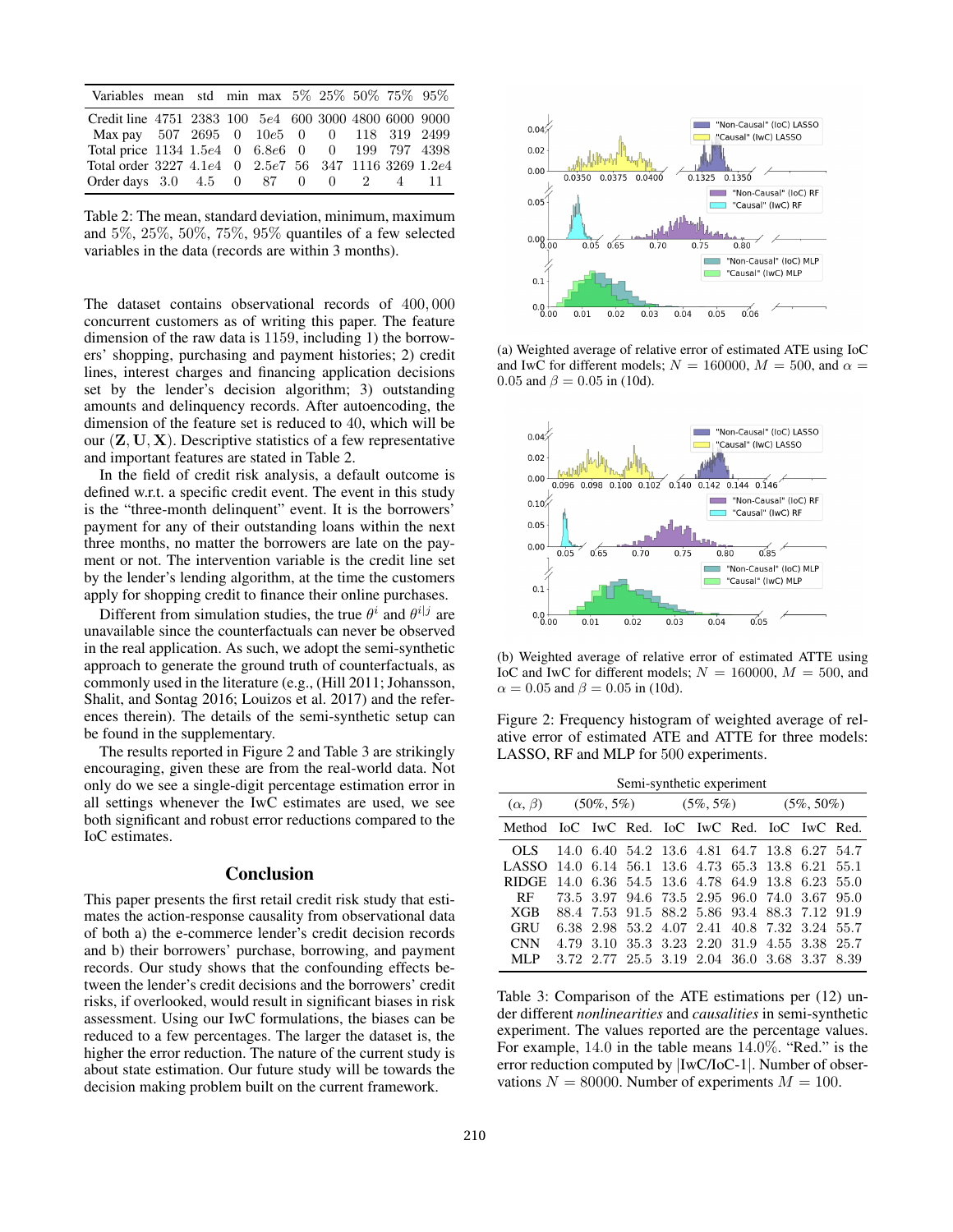| Variables | mean | std | min | max | 5% | 25% | 50% | 75% | 95% |
|---|---|---|---|---|---|---|---|---|---|
| Credit line | 4751 | 2383 | 100 | 5e4 | 600 | 3000 | 4800 | 6000 | 9000 |
| Max pay | 507 | 2695 | 0 | 10e5 | 0 | 0 | 118 | 319 | 2499 |
| Total price | 1134 | 1.5e4 | 0 | 6.8e6 | 0 | 0 | 199 | 797 | 4398 |
| Total order | 3227 | 4.1e4 | 0 | 2.5e7 | 56 | 347 | 1116 | 3269 | 1.2e4 |
| Order days | 3.0 | 4.5 | 0 | 87 | 0 | 0 | 2 | 4 | 11 |

Table 2: The mean, standard deviation, minimum, maximum and 5%, 25%, 50%, 75%, 95% quantiles of a few selected variables in the data (records are within 3 months).

The dataset contains observational records of 400,000 concurrent customers as of writing this paper. The feature dimension of the raw data is 1159, including 1) the borrowers' shopping, purchasing and payment histories; 2) credit lines, interest charges and financing application decisions set by the lender's decision algorithm; 3) outstanding amounts and delinquency records. After autoencoding, the dimension of the feature set is reduced to 40, which will be our $(\mathbf{Z}, \mathbf{U}, \mathbf{X})$. Descriptive statistics of a few representative and important features are stated in Table 2.

In the field of credit risk analysis, a default outcome is defined w.r.t. a specific credit event. The event in this study is the "three-month delinquent" event. It is the borrowers' payment for any of their outstanding loans within the next three months, no matter the borrowers are late on the payment or not. The intervention variable is the credit line set by the lender's lending algorithm, at the time the customers apply for shopping credit to finance their online purchases.

Different from simulation studies, the true $\theta^i$ and $\theta^{i|j}$ are unavailable since the counterfactuals can never be observed in the real application. As such, we adopt the semi-synthetic approach to generate the ground truth of counterfactuals, as commonly used in the literature (e.g., (Hill 2011; Johansson, Shalit, and Sontag 2016; Louizos et al. 2017) and the references therein). The details of the semi-synthetic setup can be found in the supplementary.

The results reported in Figure 2 and Table 3 are strikingly encouraging, given these are from the real-world data. Not only do we see a single-digit percentage estimation error in all settings whenever the IwC estimates are used, we see both significant and robust error reductions compared to the IoC estimates.

## Conclusion

This paper presents the first retail credit risk study that estimates the action-response causality from observational data of both a) the e-commerce lender's credit decision records and b) their borrowers' purchase, borrowing, and payment records. Our study shows that the confounding effects between the lender's credit decisions and the borrowers' credit risks, if overlooked, would result in significant biases in risk assessment. Using our IwC formulations, the biases can be reduced to a few percentages. The larger the dataset is, the higher the error reduction. The nature of the current study is about state estimation. Our future study will be towards the decision making problem built on the current framework.

(a) Weighted average of relative error of estimated ATE using IoC and IwC for different models; $N = 160000$, $M = 500$, and $\alpha = 0.05$ and $\beta = 0.05$ in (10d).

(b) Weighted average of relative error of estimated ATTE using IoC and IwC for different models; $N = 160000$, $M = 500$, and $\alpha = 0.05$ and $\beta = 0.05$ in (10d).

Figure 2: Frequency histogram of weighted average of relative error of estimated ATE and ATTE for three models: LASSO, RF and MLP for 500 experiments.

| Semi-synthetic experiment | | | | | | | | | |
|---|---|---|---|---|---|---|---|---|---|
| ($\alpha$, $\beta$) | (50%, 5%) | | | (5%, 5%) | | | (5%, 50%) | | |
| Method | IoC | IwC | Red. | IoC | IwC | Red. | IoC | IwC | Red. |
| OLS | 14.0 | 6.40 | 54.2 | 13.6 | 4.81 | 64.7 | 13.8 | 6.27 | 54.7 |
| LASSO | 14.0 | 6.14 | 56.1 | 13.6 | 4.73 | 65.3 | 13.8 | 6.21 | 55.1 |
| RIDGE | 14.0 | 6.36 | 54.5 | 13.6 | 4.78 | 64.9 | 13.8 | 6.23 | 55.0 |
| RF | 73.5 | 3.97 | 94.6 | 73.5 | 2.95 | 96.0 | 74.0 | 3.67 | 95.0 |
| XGB | 88.4 | 7.53 | 91.5 | 88.2 | 5.86 | 93.4 | 88.3 | 7.12 | 91.9 |
| GRU | 6.38 | 2.98 | 53.2 | 4.07 | 2.41 | 40.8 | 7.32 | 3.24 | 55.7 |
| CNN | 4.79 | 3.10 | 35.3 | 3.23 | 2.20 | 31.9 | 4.55 | 3.38 | 25.7 |
| MLP | 3.72 | 2.77 | 25.5 | 3.19 | 2.04 | 36.0 | 3.68 | 3.37 | 8.39 |

Table 3: Comparison of the ATE estimations per (12) under different *nonlinearities* and *causalities* in semi-synthetic experiment. The values reported are the percentage values. For example, 14.0 in the table means 14.0%. "Red." is the error reduction computed by |IwC/IoC-1|. Number of observations $N = 80000$. Number of experiments $M = 100$.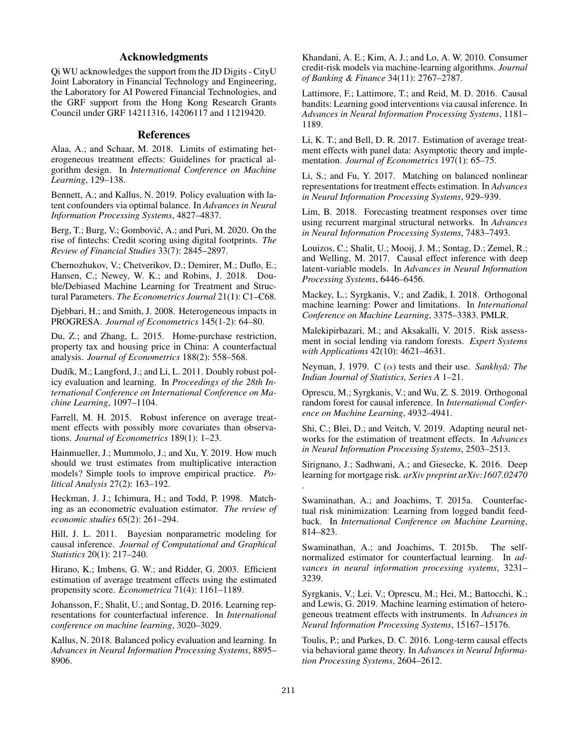## Acknowledgments

Qi WU acknowledges the support from the JD Digits - CityU Joint Laboratory in Financial Technology and Engineering, the Laboratory for AI Powered Financial Technologies, and the GRF support from the Hong Kong Research Grants Council under GRF 14211316, 14206117 and 11219420.

## References

Alaa, A.; and Schaar, M. 2018. Limits of estimating heterogeneous treatment effects: Guidelines for practical algorithm design. In *International Conference on Machine Learning*, 129–138.

Bennett, A.; and Kallus, N. 2019. Policy evaluation with latent confounders via optimal balance. In *Advances in Neural Information Processing Systems*, 4827–4837.

Berg, T.; Burg, V.; Gombović, A.; and Puri, M. 2020. On the rise of fintechs: Credit scoring using digital footprints. *The Review of Financial Studies* 33(7): 2845–2897.

Chernozhukov, V.; Chetverikov, D.; Demirer, M.; Duflo, E.; Hansen, C.; Newey, W. K.; and Robins, J. 2018. Double/Debiased Machine Learning for Treatment and Structural Parameters. *The Econometrics Journal* 21(1): C1–C68.

Djebbari, H.; and Smith, J. 2008. Heterogeneous impacts in PROGRESA. *Journal of Econometrics* 145(1-2): 64–80.

Du, Z.; and Zhang, L. 2015. Home-purchase restriction, property tax and housing price in China: A counterfactual analysis. *Journal of Econometrics* 188(2): 558–568.

Dudík, M.; Langford, J.; and Li, L. 2011. Doubly robust policy evaluation and learning. In *Proceedings of the 28th International Conference on International Conference on Machine Learning*, 1097–1104.

Farrell, M. H. 2015. Robust inference on average treatment effects with possibly more covariates than observations. *Journal of Econometrics* 189(1): 1–23.

Hainmueller, J.; Mummolo, J.; and Xu, Y. 2019. How much should we trust estimates from multiplicative interaction models? Simple tools to improve empirical practice. *Political Analysis* 27(2): 163–192.

Heckman, J. J.; Ichimura, H.; and Todd, P. 1998. Matching as an econometric evaluation estimator. *The review of economic studies* 65(2): 261–294.

Hill, J. L. 2011. Bayesian nonparametric modeling for causal inference. *Journal of Computational and Graphical Statistics* 20(1): 217–240.

Hirano, K.; Imbens, G. W.; and Ridder, G. 2003. Efficient estimation of average treatment effects using the estimated propensity score. *Econometrica* 71(4): 1161–1189.

Johansson, F.; Shalit, U.; and Sontag, D. 2016. Learning representations for counterfactual inference. In *International conference on machine learning*, 3020–3029.

Kallus, N. 2018. Balanced policy evaluation and learning. In *Advances in Neural Information Processing Systems*, 8895–8906.

Khandani, A. E.; Kim, A. J.; and Lo, A. W. 2010. Consumer credit-risk models via machine-learning algorithms. *Journal of Banking & Finance* 34(11): 2767–2787.

Lattimore, F.; Lattimore, T.; and Reid, M. D. 2016. Causal bandits: Learning good interventions via causal inference. In *Advances in Neural Information Processing Systems*, 1181–1189.

Li, K. T.; and Bell, D. R. 2017. Estimation of average treatment effects with panel data: Asymptotic theory and implementation. *Journal of Econometrics* 197(1): 65–75.

Li, S.; and Fu, Y. 2017. Matching on balanced nonlinear representations for treatment effects estimation. In *Advances in Neural Information Processing Systems*, 929–939.

Lim, B. 2018. Forecasting treatment responses over time using recurrent marginal structural networks. In *Advances in Neural Information Processing Systems*, 7483–7493.

Louizos, C.; Shalit, U.; Mooij, J. M.; Sontag, D.; Zemel, R.; and Welling, M. 2017. Causal effect inference with deep latent-variable models. In *Advances in Neural Information Processing Systems*, 6446–6456.

Mackey, L.; Syrgkanis, V.; and Zadik, I. 2018. Orthogonal machine learning: Power and limitations. In *International Conference on Machine Learning*, 3375–3383. PMLR.

Malekipirbazari, M.; and Aksakalli, V. 2015. Risk assessment in social lending via random forests. *Expert Systems with Applications* 42(10): 4621–4631.

Neyman, J. 1979. C ($\alpha$) tests and their use. *Sankhyā: The Indian Journal of Statistics, Series A* 1–21.

Oprescu, M.; Syrgkanis, V.; and Wu, Z. S. 2019. Orthogonal random forest for causal inference. In *International Conference on Machine Learning*, 4932–4941.

Shi, C.; Blei, D.; and Veitch, V. 2019. Adapting neural networks for the estimation of treatment effects. In *Advances in Neural Information Processing Systems*, 2503–2513.

Sirignano, J.; Sadhwani, A.; and Giesecke, K. 2016. Deep learning for mortgage risk. *arXiv preprint arXiv:1607.02470* .

Swaminathan, A.; and Joachims, T. 2015a. Counterfactual risk minimization: Learning from logged bandit feedback. In *International Conference on Machine Learning*, 814–823.

Swaminathan, A.; and Joachims, T. 2015b. The self-normalized estimator for counterfactual learning. In *advances in neural information processing systems*, 3231–3239.

Syrgkanis, V.; Lei, V.; Oprescu, M.; Hei, M.; Battocchi, K.; and Lewis, G. 2019. Machine learning estimation of heterogeneous treatment effects with instruments. In *Advances in Neural Information Processing Systems*, 15167–15176.

Toulis, P.; and Parkes, D. C. 2016. Long-term causal effects via behavioral game theory. In *Advances in Neural Information Processing Systems*, 2604–2612.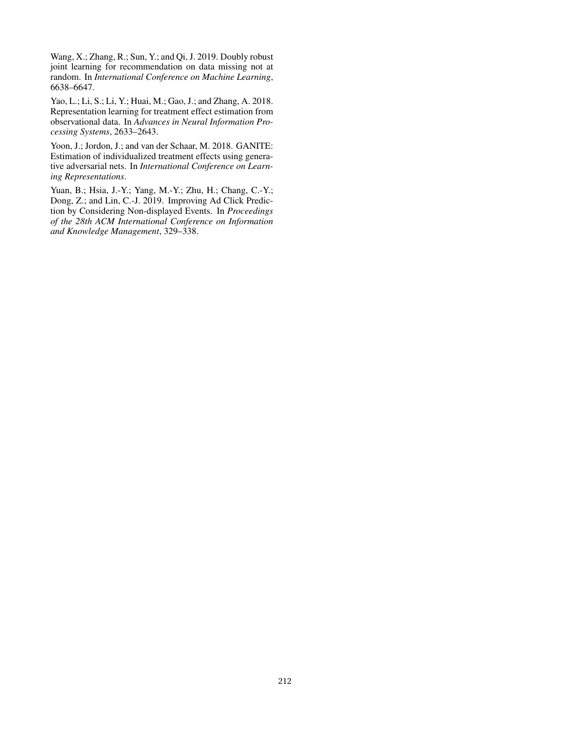Wang, X.; Zhang, R.; Sun, Y.; and Qi, J. 2019. Doubly robust joint learning for recommendation on data missing not at random. In *International Conference on Machine Learning*, 6638–6647.

Yao, L.; Li, S.; Li, Y.; Huai, M.; Gao, J.; and Zhang, A. 2018. Representation learning for treatment effect estimation from observational data. In *Advances in Neural Information Processing Systems*, 2633–2643.

Yoon, J.; Jordon, J.; and van der Schaar, M. 2018. GANITE: Estimation of individualized treatment effects using generative adversarial nets. In *International Conference on Learning Representations*.

Yuan, B.; Hsia, J.-Y.; Yang, M.-Y.; Zhu, H.; Chang, C.-Y.; Dong, Z.; and Lin, C.-J. 2019. Improving Ad Click Prediction by Considering Non-displayed Events. In *Proceedings of the 28th ACM International Conference on Information and Knowledge Management*, 329–338.